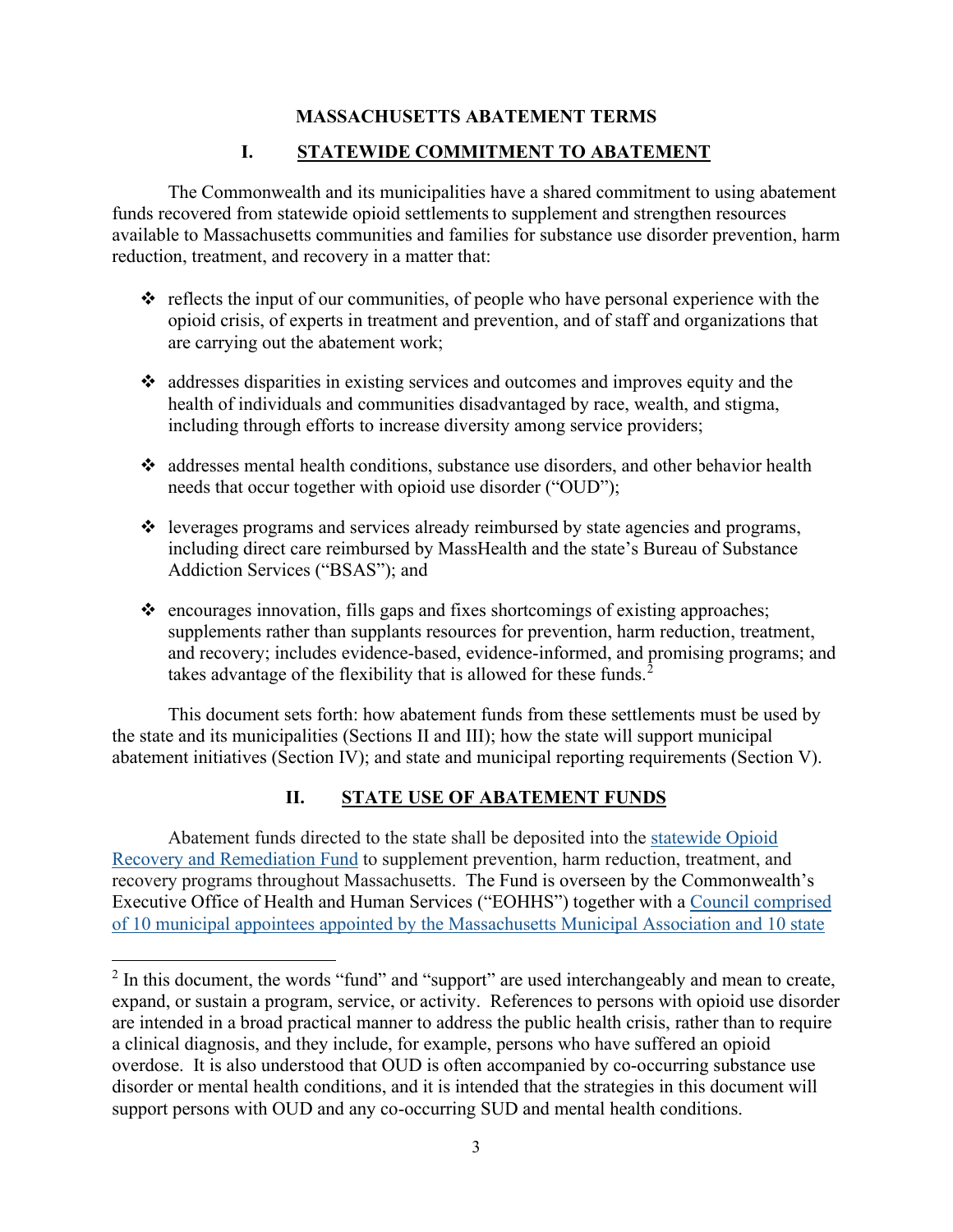# MASSACHUSETTS ABATEMENT TERMS

## I. STATEWIDE COMMITMENT TO ABATEMENT

The Commonwealth and its municipalities have a shared commitment to using abatement funds recovered from statewide opioid settlements to supplement and strengthen resources available to Massachusetts communities and families for substance use disorder prevention, harm reduction, treatment, and recovery in a matter that:

- reflects the input of our communities, of people who have personal experience with the opioid crisis, of experts in treatment and prevention, and of staff and organizations that are carrying out the abatement work;
- addresses disparities in existing services and outcomes and improves equity and the health of individuals and communities disadvantaged by race, wealth, and stigma, including through efforts to increase diversity among service providers;
- addresses mental health conditions, substance use disorders, and other behavior health needs that occur together with opioid use disorder ("OUD");
- leverages programs and services already reimbursed by state agencies and programs, including direct care reimbursed by MassHealth and the state's Bureau of Substance Addiction Services ("BSAS"); and
- encourages innovation, fills gaps and fixes shortcomings of existing approaches; supplements rather than supplants resources for prevention, harm reduction, treatment, and recovery; includes evidence-based, evidence-informed, and promising programs; and takes advantage of the flexibility that is allowed for these funds.[2]

This document sets forth: how abatement funds from these settlements must be used by the state and its municipalities (Sections II and III); how the state will support municipal abatement initiatives (Section IV); and state and municipal reporting requirements (Section V).

## II. STATE USE OF ABATEMENT FUNDS

Abatement funds directed to the state shall be deposited into the statewide Opioid Recovery and Remediation Fund to supplement prevention, harm reduction, treatment, and recovery programs throughout Massachusetts. The Fund is overseen by the Commonwealth's Executive Office of Health and Human Services ("EOHHS") together with a Council comprised of 10 municipal appointees appointed by the Massachusetts Municipal Association and 10 state

---

[2] In this document, the words "fund" and "support" are used interchangeably and mean to create, expand, or sustain a program, service, or activity. References to persons with opioid use disorder are intended in a broad practical manner to address the public health crisis, rather than to require a clinical diagnosis, and they include, for example, persons who have suffered an opioid overdose. It is also understood that OUD is often accompanied by co-occurring substance use disorder or mental health conditions, and it is intended that the strategies in this document will support persons with OUD and any co-occurring SUD and mental health conditions.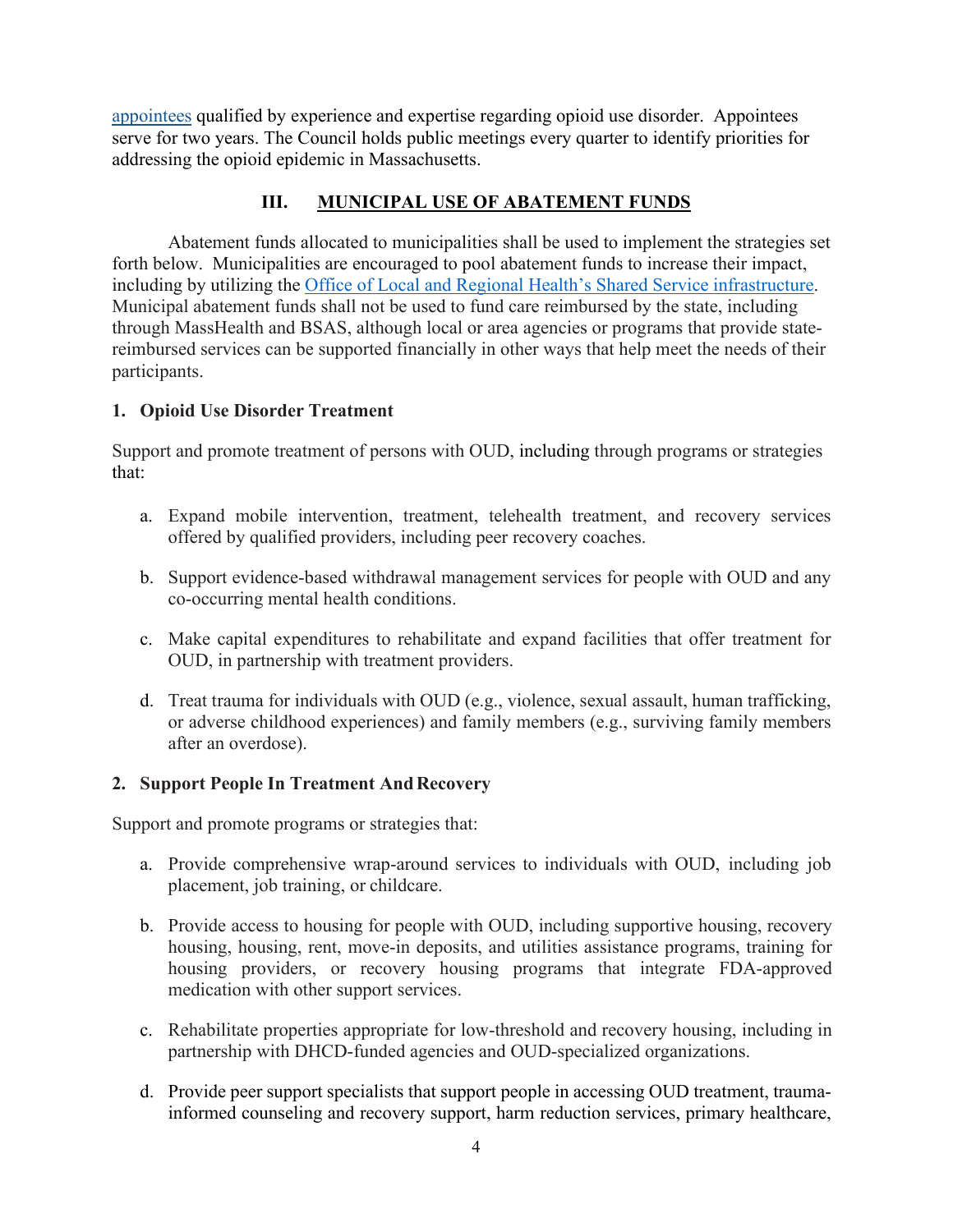appointees qualified by experience and expertise regarding opioid use disorder. Appointees serve for two years. The Council holds public meetings every quarter to identify priorities for addressing the opioid epidemic in Massachusetts.

## III. MUNICIPAL USE OF ABATEMENT FUNDS

Abatement funds allocated to municipalities shall be used to implement the strategies set forth below. Municipalities are encouraged to pool abatement funds to increase their impact, including by utilizing the Office of Local and Regional Health's Shared Service infrastructure. Municipal abatement funds shall not be used to fund care reimbursed by the state, including through MassHealth and BSAS, although local or area agencies or programs that provide state-reimbursed services can be supported financially in other ways that help meet the needs of their participants.

### 1. Opioid Use Disorder Treatment

Support and promote treatment of persons with OUD, including through programs or strategies that:

a. Expand mobile intervention, treatment, telehealth treatment, and recovery services offered by qualified providers, including peer recovery coaches.

b. Support evidence-based withdrawal management services for people with OUD and any co-occurring mental health conditions.

c. Make capital expenditures to rehabilitate and expand facilities that offer treatment for OUD, in partnership with treatment providers.

d. Treat trauma for individuals with OUD (e.g., violence, sexual assault, human trafficking, or adverse childhood experiences) and family members (e.g., surviving family members after an overdose).

### 2. Support People In Treatment And Recovery

Support and promote programs or strategies that:

a. Provide comprehensive wrap-around services to individuals with OUD, including job placement, job training, or childcare.

b. Provide access to housing for people with OUD, including supportive housing, recovery housing, housing, rent, move-in deposits, and utilities assistance programs, training for housing providers, or recovery housing programs that integrate FDA-approved medication with other support services.

c. Rehabilitate properties appropriate for low-threshold and recovery housing, including in partnership with DHCD-funded agencies and OUD-specialized organizations.

d. Provide peer support specialists that support people in accessing OUD treatment, trauma-informed counseling and recovery support, harm reduction services, primary healthcare,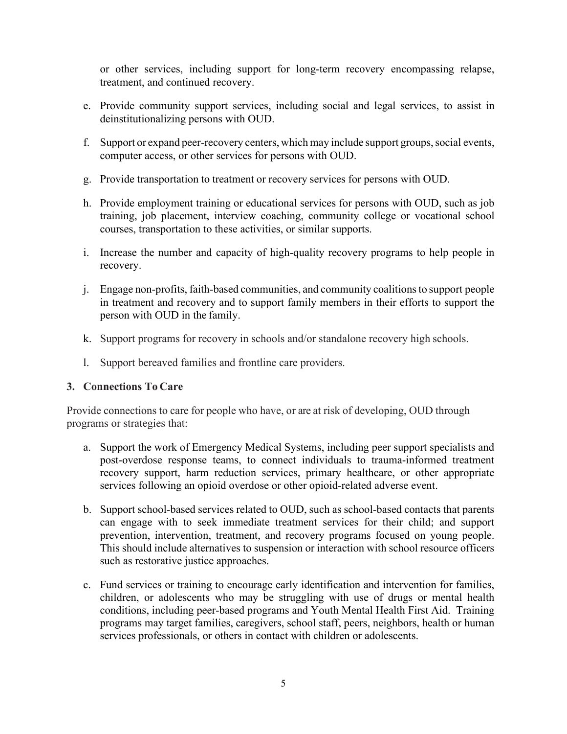or other services, including support for long-term recovery encompassing relapse, treatment, and continued recovery.

e. Provide community support services, including social and legal services, to assist in deinstitutionalizing persons with OUD.

f. Support or expand peer-recovery centers, which may include support groups, social events, computer access, or other services for persons with OUD.

g. Provide transportation to treatment or recovery services for persons with OUD.

h. Provide employment training or educational services for persons with OUD, such as job training, job placement, interview coaching, community college or vocational school courses, transportation to these activities, or similar supports.

i. Increase the number and capacity of high-quality recovery programs to help people in recovery.

j. Engage non-profits, faith-based communities, and community coalitions to support people in treatment and recovery and to support family members in their efforts to support the person with OUD in the family.

k. Support programs for recovery in schools and/or standalone recovery high schools.

l. Support bereaved families and frontline care providers.

**3. Connections To Care**

Provide connections to care for people who have, or are at risk of developing, OUD through programs or strategies that:

a. Support the work of Emergency Medical Systems, including peer support specialists and post-overdose response teams, to connect individuals to trauma-informed treatment recovery support, harm reduction services, primary healthcare, or other appropriate services following an opioid overdose or other opioid-related adverse event.

b. Support school-based services related to OUD, such as school-based contacts that parents can engage with to seek immediate treatment services for their child; and support prevention, intervention, treatment, and recovery programs focused on young people. This should include alternatives to suspension or interaction with school resource officers such as restorative justice approaches.

c. Fund services or training to encourage early identification and intervention for families, children, or adolescents who may be struggling with use of drugs or mental health conditions, including peer-based programs and Youth Mental Health First Aid. Training programs may target families, caregivers, school staff, peers, neighbors, health or human services professionals, or others in contact with children or adolescents.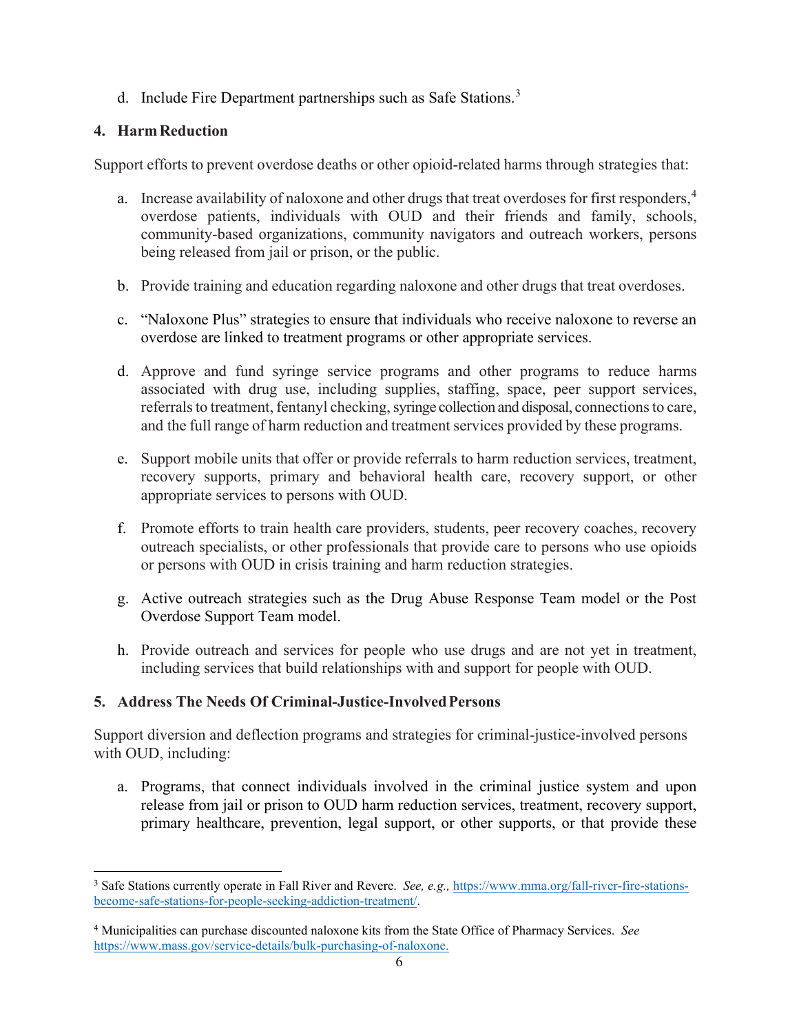d. Include Fire Department partnerships such as Safe Stations.[3]

## 4. Harm Reduction

Support efforts to prevent overdose deaths or other opioid-related harms through strategies that:

a. Increase availability of naloxone and other drugs that treat overdoses for first responders,[4] overdose patients, individuals with OUD and their friends and family, schools, community-based organizations, community navigators and outreach workers, persons being released from jail or prison, or the public.

b. Provide training and education regarding naloxone and other drugs that treat overdoses.

c. "Naloxone Plus" strategies to ensure that individuals who receive naloxone to reverse an overdose are linked to treatment programs or other appropriate services.

d. Approve and fund syringe service programs and other programs to reduce harms associated with drug use, including supplies, staffing, space, peer support services, referrals to treatment, fentanyl checking, syringe collection and disposal, connections to care, and the full range of harm reduction and treatment services provided by these programs.

e. Support mobile units that offer or provide referrals to harm reduction services, treatment, recovery supports, primary and behavioral health care, recovery support, or other appropriate services to persons with OUD.

f. Promote efforts to train health care providers, students, peer recovery coaches, recovery outreach specialists, or other professionals that provide care to persons who use opioids or persons with OUD in crisis training and harm reduction strategies.

g. Active outreach strategies such as the Drug Abuse Response Team model or the Post Overdose Support Team model.

h. Provide outreach and services for people who use drugs and are not yet in treatment, including services that build relationships with and support for people with OUD.

## 5. Address The Needs Of Criminal-Justice-Involved Persons

Support diversion and deflection programs and strategies for criminal-justice-involved persons with OUD, including:

a. Programs, that connect individuals involved in the criminal justice system and upon release from jail or prison to OUD harm reduction services, treatment, recovery support, primary healthcare, prevention, legal support, or other supports, or that provide these

---

[3] Safe Stations currently operate in Fall River and Revere. *See, e.g.,* https://www.mma.org/fall-river-fire-stations-become-safe-stations-for-people-seeking-addiction-treatment/.

[4] Municipalities can purchase discounted naloxone kits from the State Office of Pharmacy Services. *See* https://www.mass.gov/service-details/bulk-purchasing-of-naloxone.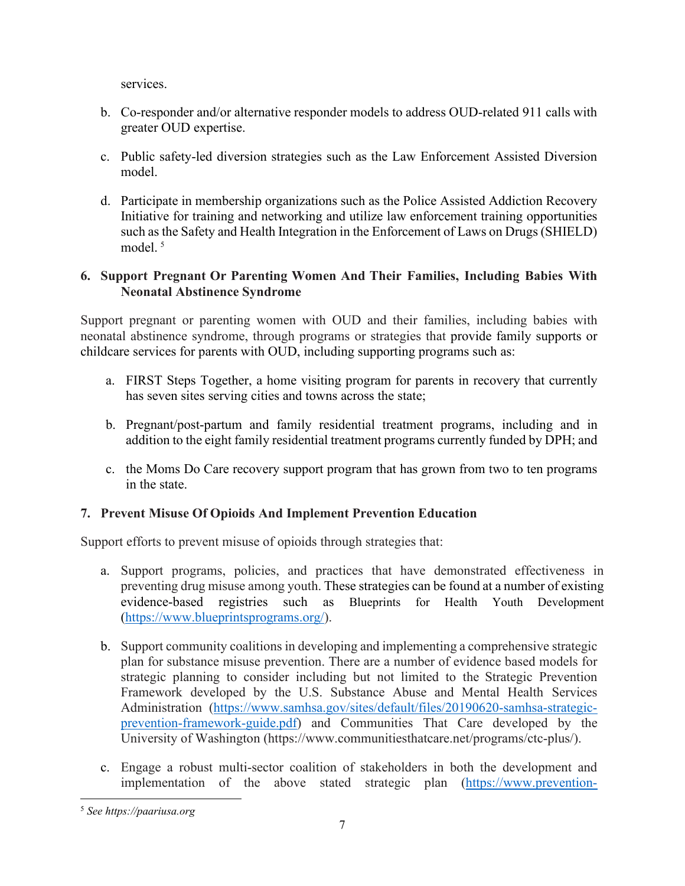services.

b. Co-responder and/or alternative responder models to address OUD-related 911 calls with greater OUD expertise.

c. Public safety-led diversion strategies such as the Law Enforcement Assisted Diversion model.

d. Participate in membership organizations such as the Police Assisted Addiction Recovery Initiative for training and networking and utilize law enforcement training opportunities such as the Safety and Health Integration in the Enforcement of Laws on Drugs (SHIELD) model. [5]

**6. Support Pregnant Or Parenting Women And Their Families, Including Babies With Neonatal Abstinence Syndrome**

Support pregnant or parenting women with OUD and their families, including babies with neonatal abstinence syndrome, through programs or strategies that provide family supports or childcare services for parents with OUD, including supporting programs such as:

a. FIRST Steps Together, a home visiting program for parents in recovery that currently has seven sites serving cities and towns across the state;

b. Pregnant/post-partum and family residential treatment programs, including and in addition to the eight family residential treatment programs currently funded by DPH; and

c. the Moms Do Care recovery support program that has grown from two to ten programs in the state.

**7. Prevent Misuse Of Opioids And Implement Prevention Education**

Support efforts to prevent misuse of opioids through strategies that:

a. Support programs, policies, and practices that have demonstrated effectiveness in preventing drug misuse among youth. These strategies can be found at a number of existing evidence-based registries such as Blueprints for Health Youth Development (https://www.blueprintsprograms.org/).

b. Support community coalitions in developing and implementing a comprehensive strategic plan for substance misuse prevention. There are a number of evidence based models for strategic planning to consider including but not limited to the Strategic Prevention Framework developed by the U.S. Substance Abuse and Mental Health Services Administration (https://www.samhsa.gov/sites/default/files/20190620-samhsa-strategic-prevention-framework-guide.pdf) and Communities That Care developed by the University of Washington (https://www.communitiesthatcare.net/programs/ctc-plus/).

c. Engage a robust multi-sector coalition of stakeholders in both the development and implementation of the above stated strategic plan (https://www.prevention-

---

[5] *See https://paariusa.org*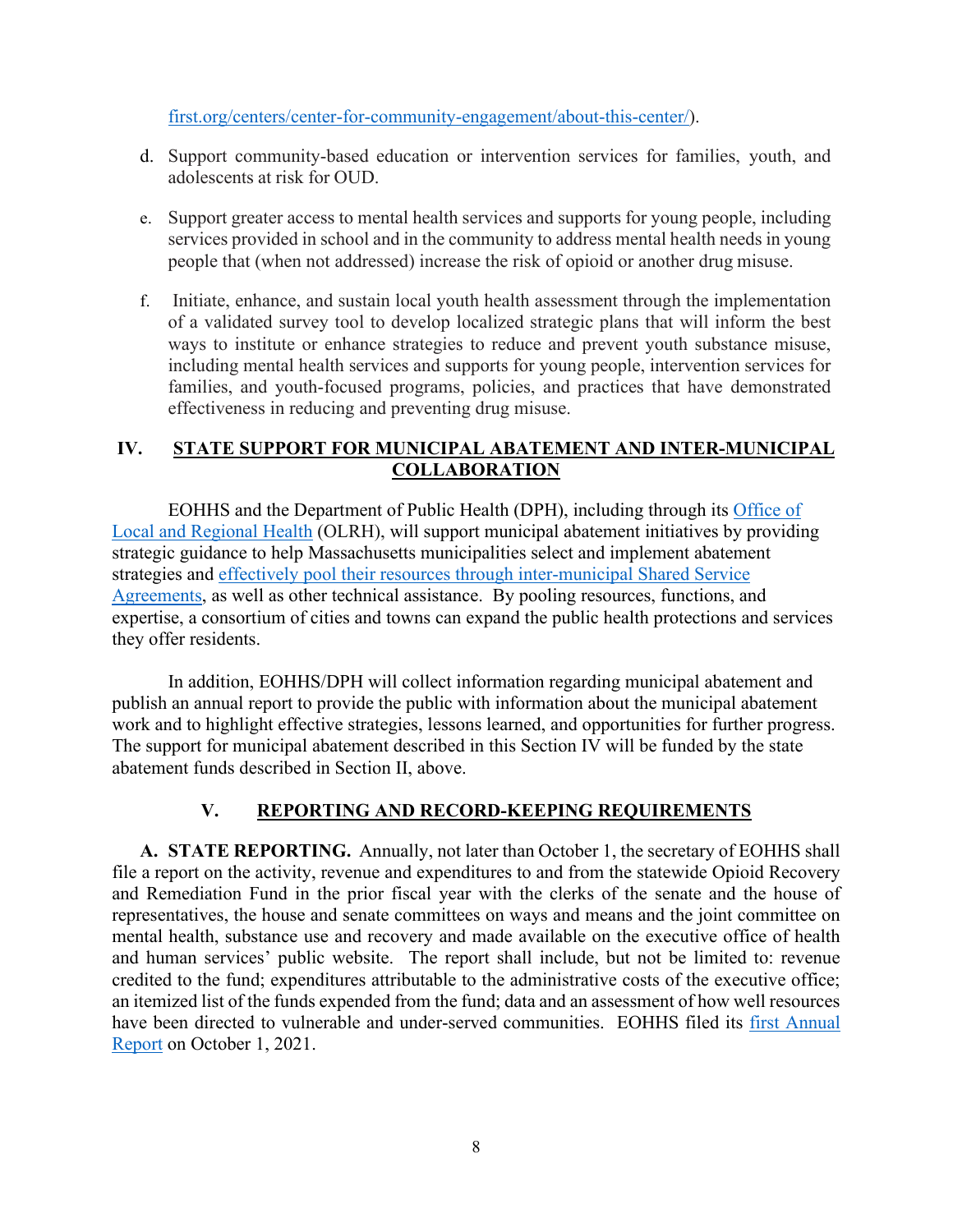first.org/centers/center-for-community-engagement/about-this-center/).

d. Support community-based education or intervention services for families, youth, and adolescents at risk for OUD.

e. Support greater access to mental health services and supports for young people, including services provided in school and in the community to address mental health needs in young people that (when not addressed) increase the risk of opioid or another drug misuse.

f. Initiate, enhance, and sustain local youth health assessment through the implementation of a validated survey tool to develop localized strategic plans that will inform the best ways to institute or enhance strategies to reduce and prevent youth substance misuse, including mental health services and supports for young people, intervention services for families, and youth-focused programs, policies, and practices that have demonstrated effectiveness in reducing and preventing drug misuse.

## IV. STATE SUPPORT FOR MUNICIPAL ABATEMENT AND INTER-MUNICIPAL COLLABORATION

EOHHS and the Department of Public Health (DPH), including through its Office of Local and Regional Health (OLRH), will support municipal abatement initiatives by providing strategic guidance to help Massachusetts municipalities select and implement abatement strategies and effectively pool their resources through inter-municipal Shared Service Agreements, as well as other technical assistance. By pooling resources, functions, and expertise, a consortium of cities and towns can expand the public health protections and services they offer residents.

In addition, EOHHS/DPH will collect information regarding municipal abatement and publish an annual report to provide the public with information about the municipal abatement work and to highlight effective strategies, lessons learned, and opportunities for further progress. The support for municipal abatement described in this Section IV will be funded by the state abatement funds described in Section II, above.

## V. REPORTING AND RECORD-KEEPING REQUIREMENTS

**A. STATE REPORTING.** Annually, not later than October 1, the secretary of EOHHS shall file a report on the activity, revenue and expenditures to and from the statewide Opioid Recovery and Remediation Fund in the prior fiscal year with the clerks of the senate and the house of representatives, the house and senate committees on ways and means and the joint committee on mental health, substance use and recovery and made available on the executive office of health and human services' public website. The report shall include, but not be limited to: revenue credited to the fund; expenditures attributable to the administrative costs of the executive office; an itemized list of the funds expended from the fund; data and an assessment of how well resources have been directed to vulnerable and under-served communities. EOHHS filed its first Annual Report on October 1, 2021.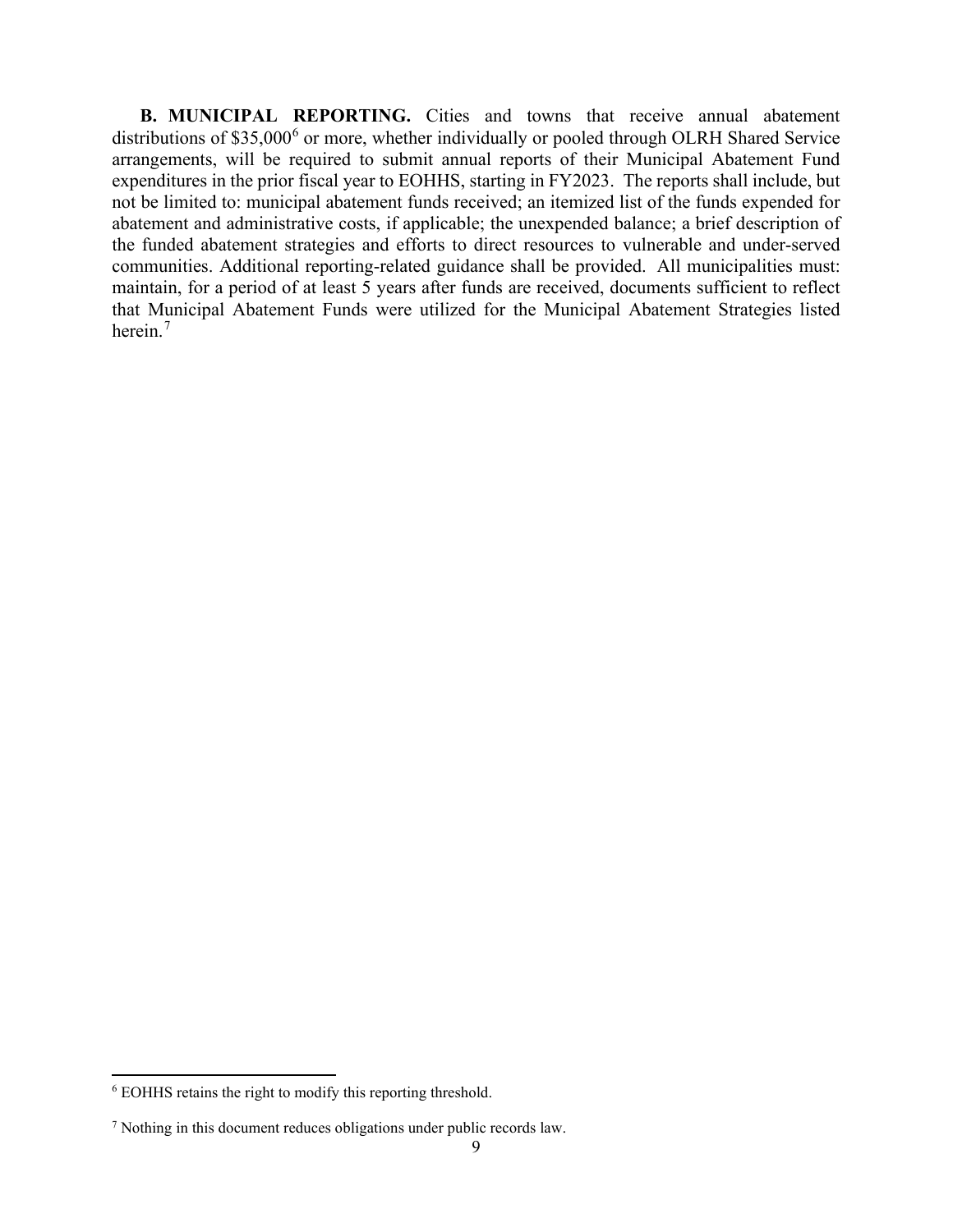**B. MUNICIPAL REPORTING.** Cities and towns that receive annual abatement distributions of $35,000[6] or more, whether individually or pooled through OLRH Shared Service arrangements, will be required to submit annual reports of their Municipal Abatement Fund expenditures in the prior fiscal year to EOHHS, starting in FY2023. The reports shall include, but not be limited to: municipal abatement funds received; an itemized list of the funds expended for abatement and administrative costs, if applicable; the unexpended balance; a brief description of the funded abatement strategies and efforts to direct resources to vulnerable and under-served communities. Additional reporting-related guidance shall be provided. All municipalities must: maintain, for a period of at least 5 years after funds are received, documents sufficient to reflect that Municipal Abatement Funds were utilized for the Municipal Abatement Strategies listed herein.[7]

---

[6] EOHHS retains the right to modify this reporting threshold.

[7] Nothing in this document reduces obligations under public records law.